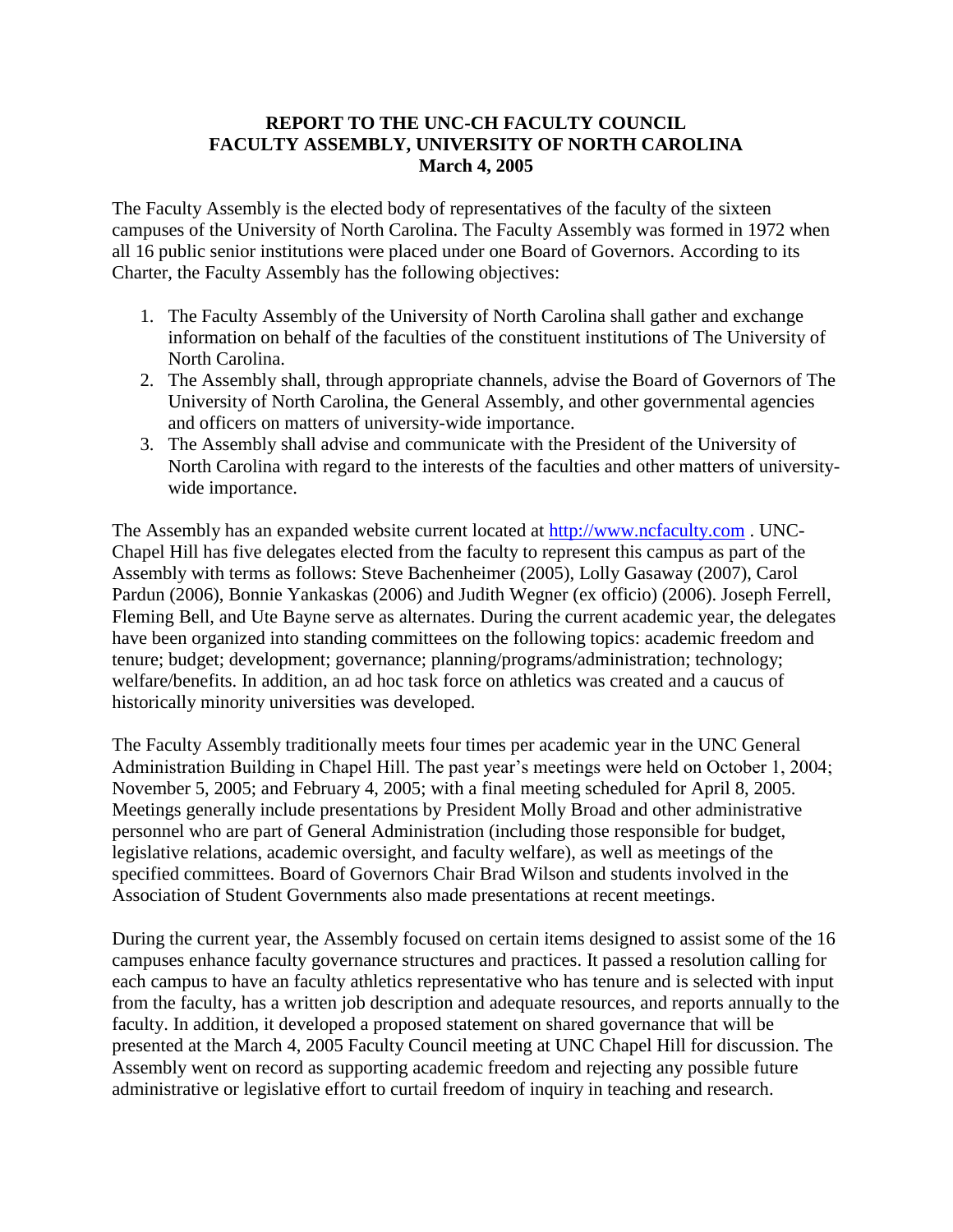**REPORT TO THE UNC-CH FACULTY COUNCIL**
**FACULTY ASSEMBLY, UNIVERSITY OF NORTH CAROLINA**
**March 4, 2005**

The Faculty Assembly is the elected body of representatives of the faculty of the sixteen campuses of the University of North Carolina. The Faculty Assembly was formed in 1972 when all 16 public senior institutions were placed under one Board of Governors. According to its Charter, the Faculty Assembly has the following objectives:

1. The Faculty Assembly of the University of North Carolina shall gather and exchange information on behalf of the faculties of the constituent institutions of The University of North Carolina.
2. The Assembly shall, through appropriate channels, advise the Board of Governors of The University of North Carolina, the General Assembly, and other governmental agencies and officers on matters of university-wide importance.
3. The Assembly shall advise and communicate with the President of the University of North Carolina with regard to the interests of the faculties and other matters of university-wide importance.

The Assembly has an expanded website current located at [http://www.ncfaculty.com](http://www.ncfaculty.com) . UNC-Chapel Hill has five delegates elected from the faculty to represent this campus as part of the Assembly with terms as follows: Steve Bachenheimer (2005), Lolly Gasaway (2007), Carol Pardun (2006), Bonnie Yankaskas (2006) and Judith Wegner (ex officio) (2006). Joseph Ferrell, Fleming Bell, and Ute Bayne serve as alternates. During the current academic year, the delegates have been organized into standing committees on the following topics: academic freedom and tenure; budget; development; governance; planning/programs/administration; technology; welfare/benefits. In addition, an ad hoc task force on athletics was created and a caucus of historically minority universities was developed.

The Faculty Assembly traditionally meets four times per academic year in the UNC General Administration Building in Chapel Hill. The past year's meetings were held on October 1, 2004; November 5, 2005; and February 4, 2005; with a final meeting scheduled for April 8, 2005. Meetings generally include presentations by President Molly Broad and other administrative personnel who are part of General Administration (including those responsible for budget, legislative relations, academic oversight, and faculty welfare), as well as meetings of the specified committees. Board of Governors Chair Brad Wilson and students involved in the Association of Student Governments also made presentations at recent meetings.

During the current year, the Assembly focused on certain items designed to assist some of the 16 campuses enhance faculty governance structures and practices. It passed a resolution calling for each campus to have an faculty athletics representative who has tenure and is selected with input from the faculty, has a written job description and adequate resources, and reports annually to the faculty. In addition, it developed a proposed statement on shared governance that will be presented at the March 4, 2005 Faculty Council meeting at UNC Chapel Hill for discussion. The Assembly went on record as supporting academic freedom and rejecting any possible future administrative or legislative effort to curtail freedom of inquiry in teaching and research.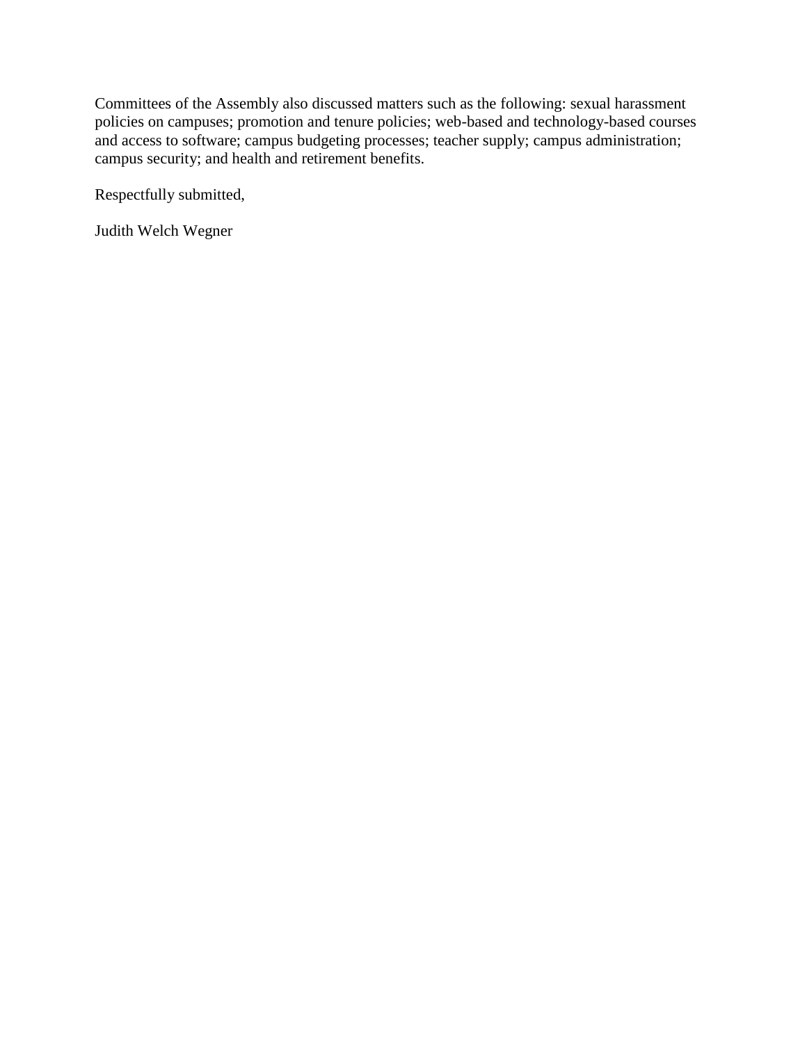Committees of the Assembly also discussed matters such as the following: sexual harassment policies on campuses; promotion and tenure policies; web-based and technology-based courses and access to software; campus budgeting processes; teacher supply; campus administration; campus security; and health and retirement benefits.

Respectfully submitted,

Judith Welch Wegner